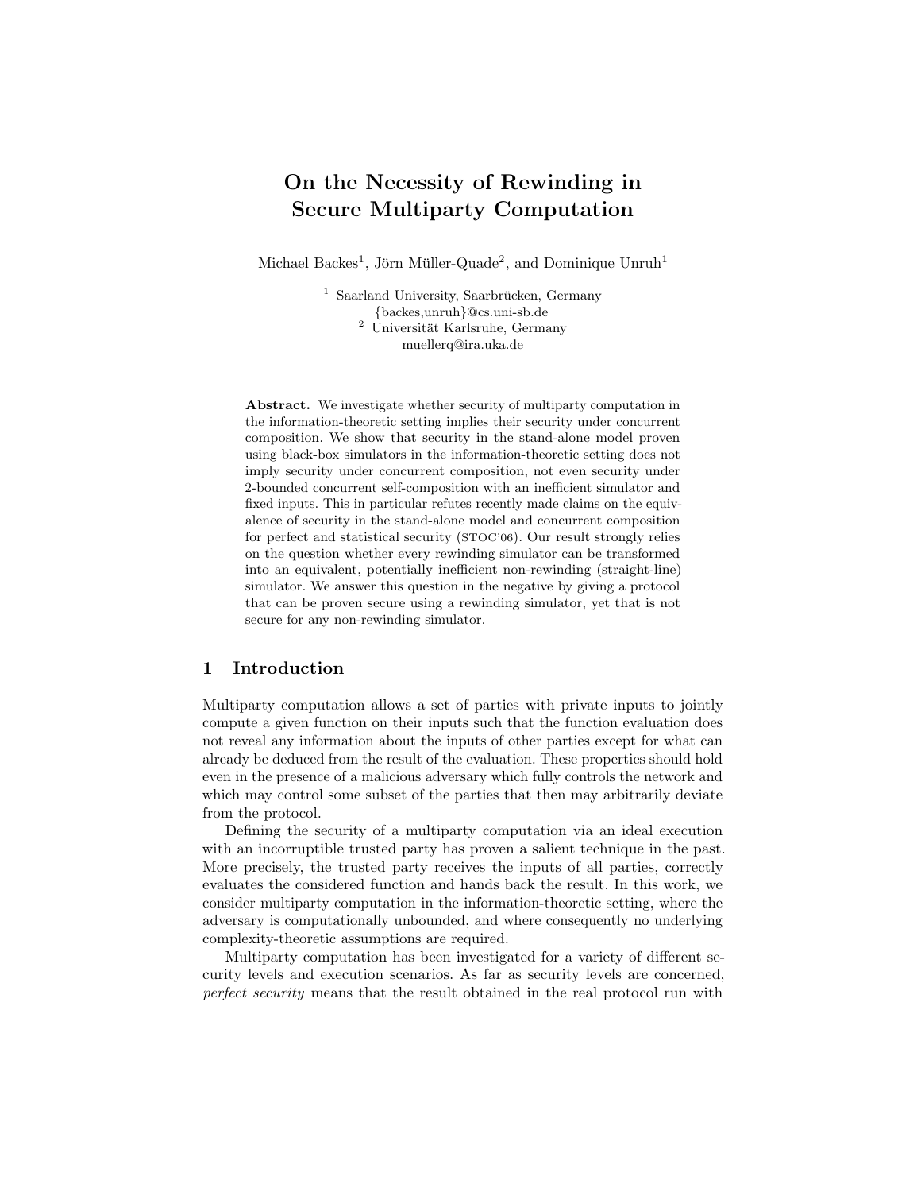# On the Necessity of Rewinding in Secure Multiparty Computation

Michael Backes[1], Jörn Müller-Quade[2], and Dominique Unruh[1]

[1] Saarland University, Saarbrücken, Germany
{backes,unruh}@cs.uni-sb.de
[2] Universität Karlsruhe, Germany
muellerq@ira.uka.de

**Abstract.** We investigate whether security of multiparty computation in the information-theoretic setting implies their security under concurrent composition. We show that security in the stand-alone model proven using black-box simulators in the information-theoretic setting does not imply security under concurrent composition, not even security under 2-bounded concurrent self-composition with an inefficient simulator and fixed inputs. This in particular refutes recently made claims on the equivalence of security in the stand-alone model and concurrent composition for perfect and statistical security (STOC'06). Our result strongly relies on the question whether every rewinding simulator can be transformed into an equivalent, potentially inefficient non-rewinding (straight-line) simulator. We answer this question in the negative by giving a protocol that can be proven secure using a rewinding simulator, yet that is not secure for any non-rewinding simulator.

## 1 Introduction

Multiparty computation allows a set of parties with private inputs to jointly compute a given function on their inputs such that the function evaluation does not reveal any information about the inputs of other parties except for what can already be deduced from the result of the evaluation. These properties should hold even in the presence of a malicious adversary which fully controls the network and which may control some subset of the parties that then may arbitrarily deviate from the protocol.

Defining the security of a multiparty computation via an ideal execution with an incorruptible trusted party has proven a salient technique in the past. More precisely, the trusted party receives the inputs of all parties, correctly evaluates the considered function and hands back the result. In this work, we consider multiparty computation in the information-theoretic setting, where the adversary is computationally unbounded, and where consequently no underlying complexity-theoretic assumptions are required.

Multiparty computation has been investigated for a variety of different security levels and execution scenarios. As far as security levels are concerned, *perfect security* means that the result obtained in the real protocol run with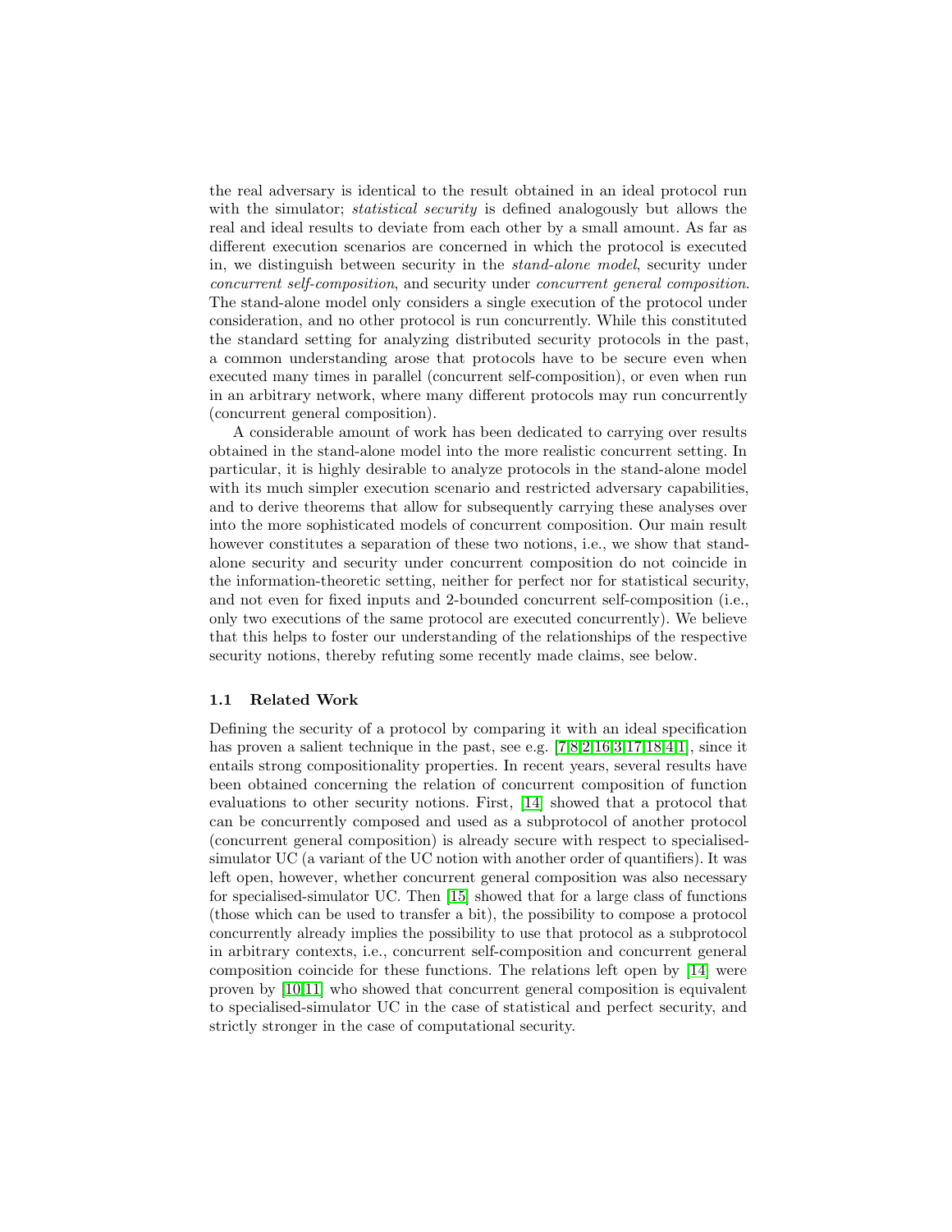the real adversary is identical to the result obtained in an ideal protocol run with the simulator; *statistical security* is defined analogously but allows the real and ideal results to deviate from each other by a small amount. As far as different execution scenarios are concerned in which the protocol is executed in, we distinguish between security in the *stand-alone model*, security under *concurrent self-composition*, and security under *concurrent general composition*. The stand-alone model only considers a single execution of the protocol under consideration, and no other protocol is run concurrently. While this constituted the standard setting for analyzing distributed security protocols in the past, a common understanding arose that protocols have to be secure even when executed many times in parallel (concurrent self-composition), or even when run in an arbitrary network, where many different protocols may run concurrently (concurrent general composition).

A considerable amount of work has been dedicated to carrying over results obtained in the stand-alone model into the more realistic concurrent setting. In particular, it is highly desirable to analyze protocols in the stand-alone model with its much simpler execution scenario and restricted adversary capabilities, and to derive theorems that allow for subsequently carrying these analyses over into the more sophisticated models of concurrent composition. Our main result however constitutes a separation of these two notions, i.e., we show that stand-alone security and security under concurrent composition do not coincide in the information-theoretic setting, neither for perfect nor for statistical security, and not even for fixed inputs and 2-bounded concurrent self-composition (i.e., only two executions of the same protocol are executed concurrently). We believe that this helps to foster our understanding of the relationships of the respective security notions, thereby refuting some recently made claims, see below.

### 1.1 Related Work

Defining the security of a protocol by comparing it with an ideal specification has proven a salient technique in the past, see e.g. [7,8,2,16,3,17,18,4,1], since it entails strong compositionality properties. In recent years, several results have been obtained concerning the relation of concurrent composition of function evaluations to other security notions. First, [14] showed that a protocol that can be concurrently composed and used as a subprotocol of another protocol (concurrent general composition) is already secure with respect to specialised-simulator UC (a variant of the UC notion with another order of quantifiers). It was left open, however, whether concurrent general composition was also necessary for specialised-simulator UC. Then [15] showed that for a large class of functions (those which can be used to transfer a bit), the possibility to compose a protocol concurrently already implies the possibility to use that protocol as a subprotocol in arbitrary contexts, i.e., concurrent self-composition and concurrent general composition coincide for these functions. The relations left open by [14] were proven by [10,11] who showed that concurrent general composition is equivalent to specialised-simulator UC in the case of statistical and perfect security, and strictly stronger in the case of computational security.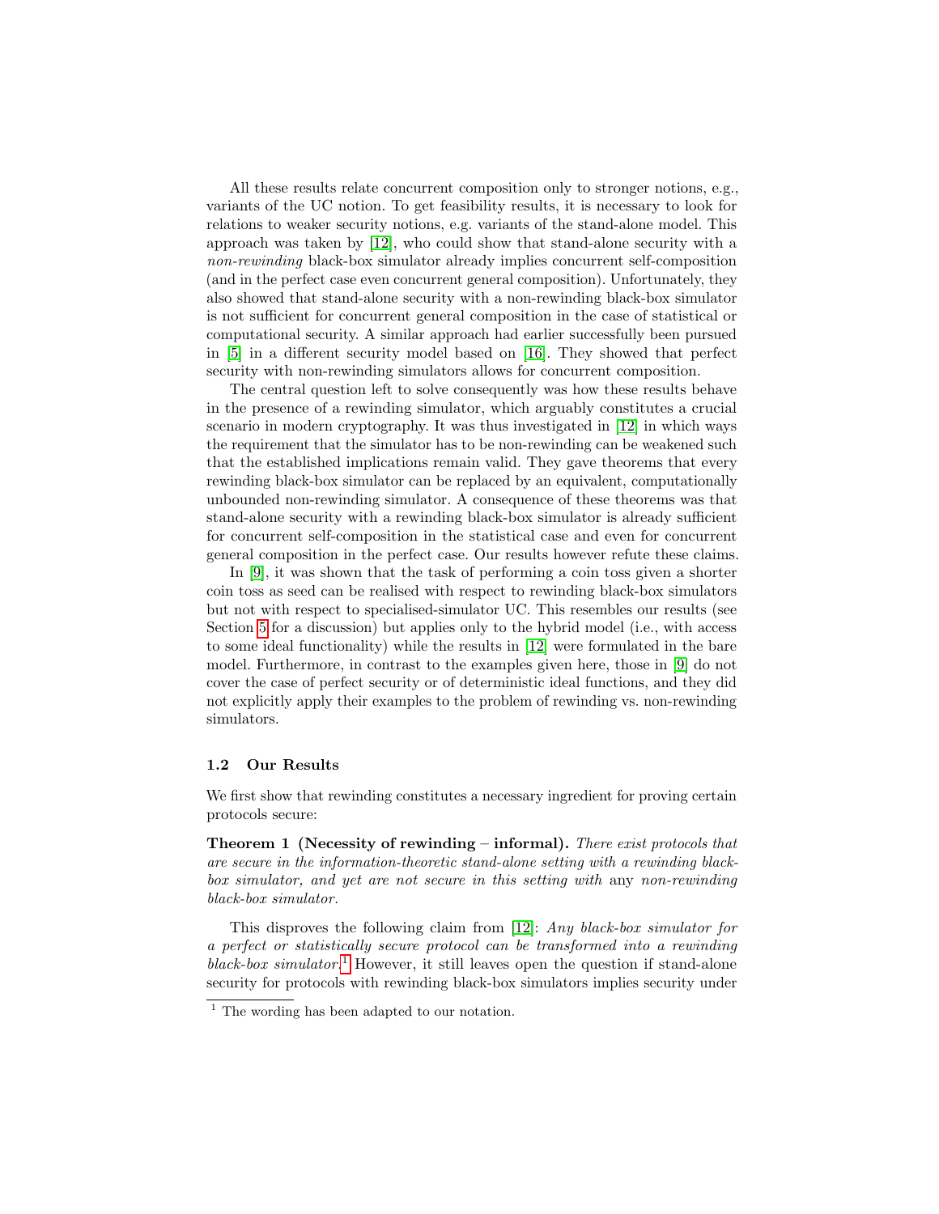All these results relate concurrent composition only to stronger notions, e.g., variants of the UC notion. To get feasibility results, it is necessary to look for relations to weaker security notions, e.g. variants of the stand-alone model. This approach was taken by [12], who could show that stand-alone security with a *non-rewinding* black-box simulator already implies concurrent self-composition (and in the perfect case even concurrent general composition). Unfortunately, they also showed that stand-alone security with a non-rewinding black-box simulator is not sufficient for concurrent general composition in the case of statistical or computational security. A similar approach had earlier successfully been pursued in [5] in a different security model based on [16]. They showed that perfect security with non-rewinding simulators allows for concurrent composition.

The central question left to solve consequently was how these results behave in the presence of a rewinding simulator, which arguably constitutes a crucial scenario in modern cryptography. It was thus investigated in [12] in which ways the requirement that the simulator has to be non-rewinding can be weakened such that the established implications remain valid. They gave theorems that every rewinding black-box simulator can be replaced by an equivalent, computationally unbounded non-rewinding simulator. A consequence of these theorems was that stand-alone security with a rewinding black-box simulator is already sufficient for concurrent self-composition in the statistical case and even for concurrent general composition in the perfect case. Our results however refute these claims.

In [9], it was shown that the task of performing a coin toss given a shorter coin toss as seed can be realised with respect to rewinding black-box simulators but not with respect to specialised-simulator UC. This resembles our results (see Section 5 for a discussion) but applies only to the hybrid model (i.e., with access to some ideal functionality) while the results in [12] were formulated in the bare model. Furthermore, in contrast to the examples given here, those in [9] do not cover the case of perfect security or of deterministic ideal functions, and they did not explicitly apply their examples to the problem of rewinding vs. non-rewinding simulators.

### 1.2 Our Results

We first show that rewinding constitutes a necessary ingredient for proving certain protocols secure:

**Theorem 1 (Necessity of rewinding – informal).** *There exist protocols that are secure in the information-theoretic stand-alone setting with a rewinding black-box simulator, and yet are not secure in this setting with* any *non-rewinding black-box simulator.*

This disproves the following claim from [12]: *Any black-box simulator for a perfect or statistically secure protocol can be transformed into a rewinding black-box simulator.*[1] However, it still leaves open the question if stand-alone security for protocols with rewinding black-box simulators implies security under

[1] The wording has been adapted to our notation.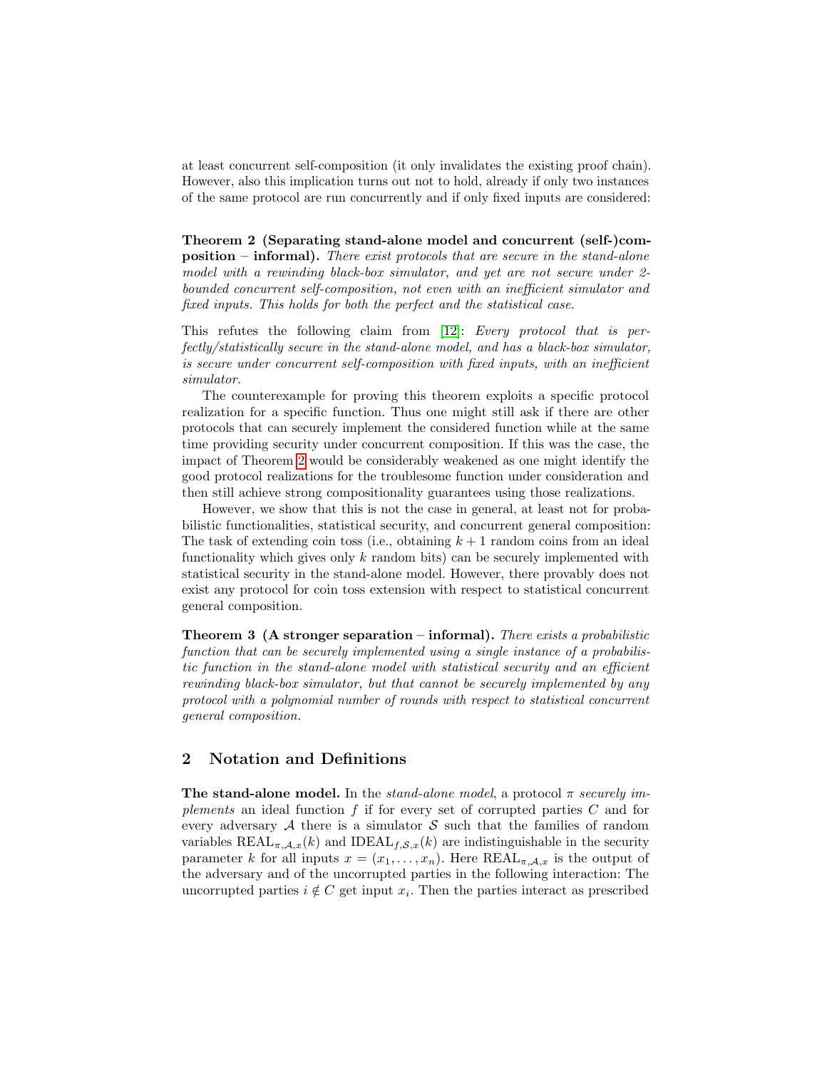at least concurrent self-composition (it only invalidates the existing proof chain). However, also this implication turns out not to hold, already if only two instances of the same protocol are run concurrently and if only fixed inputs are considered:

**Theorem 2 (Separating stand-alone model and concurrent (self-)composition – informal).** *There exist protocols that are secure in the stand-alone model with a rewinding black-box simulator, and yet are not secure under 2-bounded concurrent self-composition, not even with an inefficient simulator and fixed inputs. This holds for both the perfect and the statistical case.*

This refutes the following claim from [12]: *Every protocol that is perfectly/statistically secure in the stand-alone model, and has a black-box simulator, is secure under concurrent self-composition with fixed inputs, with an inefficient simulator.*

The counterexample for proving this theorem exploits a specific protocol realization for a specific function. Thus one might still ask if there are other protocols that can securely implement the considered function while at the same time providing security under concurrent composition. If this was the case, the impact of Theorem 2 would be considerably weakened as one might identify the good protocol realizations for the troublesome function under consideration and then still achieve strong compositionality guarantees using those realizations.

However, we show that this is not the case in general, at least not for probabilistic functionalities, statistical security, and concurrent general composition: The task of extending coin toss (i.e., obtaining $k+1$ random coins from an ideal functionality which gives only $k$ random bits) can be securely implemented with statistical security in the stand-alone model. However, there provably does not exist any protocol for coin toss extension with respect to statistical concurrent general composition.

**Theorem 3 (A stronger separation – informal).** *There exists a probabilistic function that can be securely implemented using a single instance of a probabilistic function in the stand-alone model with statistical security and an efficient rewinding black-box simulator, but that cannot be securely implemented by any protocol with a polynomial number of rounds with respect to statistical concurrent general composition.*

## 2 Notation and Definitions

**The stand-alone model.** In the *stand-alone model*, a protocol $\pi$ *securely implements* an ideal function $f$ if for every set of corrupted parties $C$ and for every adversary $\mathcal{A}$ there is a simulator $\mathcal{S}$ such that the families of random variables $\mathrm{REAL}_{\pi,\mathcal{A},x}(k)$ and $\mathrm{IDEAL}_{f,\mathcal{S},x}(k)$ are indistinguishable in the security parameter $k$ for all inputs $x = (x_1, \dots, x_n)$. Here $\mathrm{REAL}_{\pi,\mathcal{A},x}$ is the output of the adversary and of the uncorrupted parties in the following interaction: The uncorrupted parties $i \notin C$ get input $x_i$. Then the parties interact as prescribed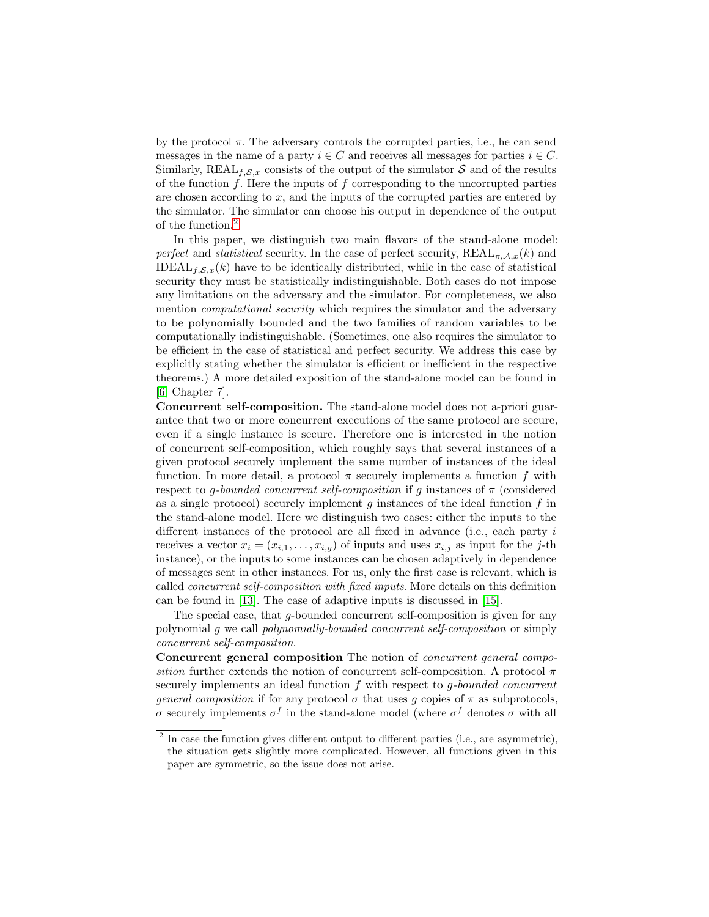by the protocol $\pi$. The adversary controls the corrupted parties, i.e., he can send messages in the name of a party $i \in C$ and receives all messages for parties $i \in C$. Similarly, $\mathrm{REAL}_{f,\mathcal{S},x}$ consists of the output of the simulator $\mathcal{S}$ and of the results of the function $f$. Here the inputs of $f$ corresponding to the uncorrupted parties are chosen according to $x$, and the inputs of the corrupted parties are entered by the simulator. The simulator can choose his output in dependence of the output of the function.[2]

In this paper, we distinguish two main flavors of the stand-alone model: *perfect* and *statistical* security. In the case of perfect security, $\mathrm{REAL}_{\pi,\mathcal{A},x}(k)$ and $\mathrm{IDEAL}_{f,\mathcal{S},x}(k)$ have to be identically distributed, while in the case of statistical security they must be statistically indistinguishable. Both cases do not impose any limitations on the adversary and the simulator. For completeness, we also mention *computational security* which requires the simulator and the adversary to be polynomially bounded and the two families of random variables to be computationally indistinguishable. (Sometimes, one also requires the simulator to be efficient in the case of statistical and perfect security. We address this case by explicitly stating whether the simulator is efficient or inefficient in the respective theorems.) A more detailed exposition of the stand-alone model can be found in [6, Chapter 7].

**Concurrent self-composition.** The stand-alone model does not a-priori guarantee that two or more concurrent executions of the same protocol are secure, even if a single instance is secure. Therefore one is interested in the notion of concurrent self-composition, which roughly says that several instances of a given protocol securely implement the same number of instances of the ideal function. In more detail, a protocol $\pi$ securely implements a function $f$ with respect to *$g$-bounded concurrent self-composition* if $g$ instances of $\pi$ (considered as a single protocol) securely implement $g$ instances of the ideal function $f$ in the stand-alone model. Here we distinguish two cases: either the inputs to the different instances of the protocol are all fixed in advance (i.e., each party $i$ receives a vector $x_i = (x_{i,1}, \dots, x_{i,g})$ of inputs and uses $x_{i,j}$ as input for the $j$-th instance), or the inputs to some instances can be chosen adaptively in dependence of messages sent in other instances. For us, only the first case is relevant, which is called *concurrent self-composition with fixed inputs*. More details on this definition can be found in [13]. The case of adaptive inputs is discussed in [15].

The special case, that $g$-bounded concurrent self-composition is given for any polynomial $g$ we call *polynomially-bounded concurrent self-composition* or simply *concurrent self-composition*.

**Concurrent general composition** The notion of *concurrent general composition* further extends the notion of concurrent self-composition. A protocol $\pi$ securely implements an ideal function $f$ with respect to *$g$-bounded concurrent general composition* if for any protocol $\sigma$ that uses $g$ copies of $\pi$ as subprotocols, $\sigma$ securely implements $\sigma^f$ in the stand-alone model (where $\sigma^f$ denotes $\sigma$ with all

[2] In case the function gives different output to different parties (i.e., are asymmetric), the situation gets slightly more complicated. However, all functions given in this paper are symmetric, so the issue does not arise.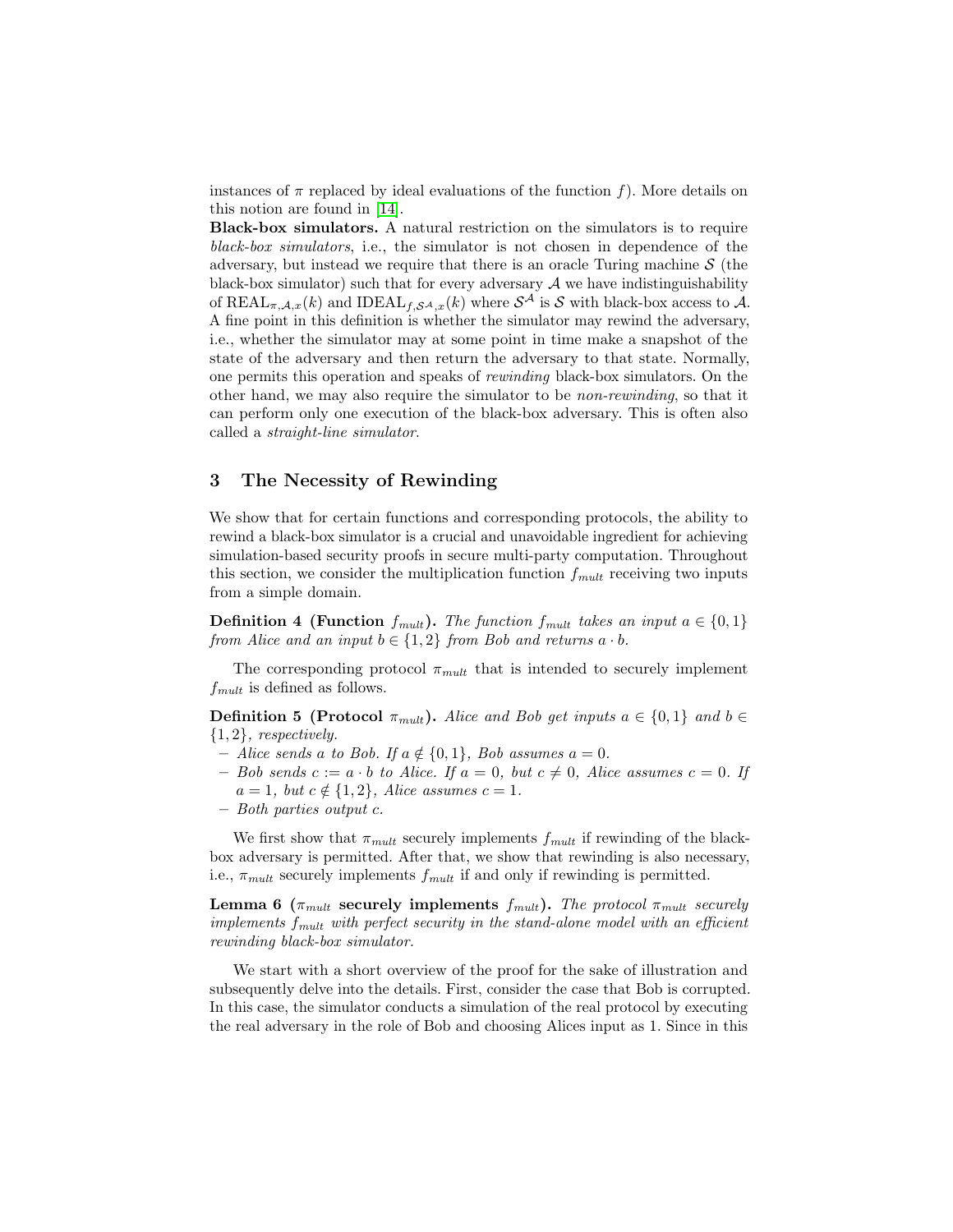instances of $\pi$ replaced by ideal evaluations of the function $f$). More details on this notion are found in [14].

**Black-box simulators.** A natural restriction on the simulators is to require *black-box simulators*, i.e., the simulator is not chosen in dependence of the adversary, but instead we require that there is an oracle Turing machine $\mathcal{S}$ (the black-box simulator) such that for every adversary $\mathcal{A}$ we have indistinguishability of $\mathrm{REAL}_{\pi,\mathcal{A},x}(k)$ and $\mathrm{IDEAL}_{f,\mathcal{S}^{\mathcal{A}},x}(k)$ where $\mathcal{S}^{\mathcal{A}}$ is $\mathcal{S}$ with black-box access to $\mathcal{A}$. A fine point in this definition is whether the simulator may rewind the adversary, i.e., whether the simulator may at some point in time make a snapshot of the state of the adversary and then return the adversary to that state. Normally, one permits this operation and speaks of *rewinding* black-box simulators. On the other hand, we may also require the simulator to be *non-rewinding*, so that it can perform only one execution of the black-box adversary. This is often also called a *straight-line simulator*.

## 3 The Necessity of Rewinding

We show that for certain functions and corresponding protocols, the ability to rewind a black-box simulator is a crucial and unavoidable ingredient for achieving simulation-based security proofs in secure multi-party computation. Throughout this section, we consider the multiplication function $f_{mult}$ receiving two inputs from a simple domain.

**Definition 4 (Function $f_{mult}$).** *The function $f_{mult}$ takes an input $a \in \{0,1\}$ from Alice and an input $b \in \{1,2\}$ from Bob and returns $a \cdot b$.*

The corresponding protocol $\pi_{mult}$ that is intended to securely implement $f_{mult}$ is defined as follows.

**Definition 5 (Protocol $\pi_{mult}$).** *Alice and Bob get inputs $a \in \{0,1\}$ and $b \in \{1,2\}$, respectively.*

- *Alice sends $a$ to Bob. If $a \notin \{0,1\}$, Bob assumes $a = 0$.*
- *Bob sends $c := a \cdot b$ to Alice. If $a = 0$, but $c \neq 0$, Alice assumes $c = 0$. If $a = 1$, but $c \notin \{1,2\}$, Alice assumes $c = 1$.*
- *Both parties output $c$.*

We first show that $\pi_{mult}$ securely implements $f_{mult}$ if rewinding of the black-box adversary is permitted. After that, we show that rewinding is also necessary, i.e., $\pi_{mult}$ securely implements $f_{mult}$ if and only if rewinding is permitted.

**Lemma 6 ($\pi_{mult}$ securely implements $f_{mult}$).** *The protocol $\pi_{mult}$ securely implements $f_{mult}$ with perfect security in the stand-alone model with an efficient rewinding black-box simulator.*

We start with a short overview of the proof for the sake of illustration and subsequently delve into the details. First, consider the case that Bob is corrupted. In this case, the simulator conducts a simulation of the real protocol by executing the real adversary in the role of Bob and choosing Alices input as 1. Since in this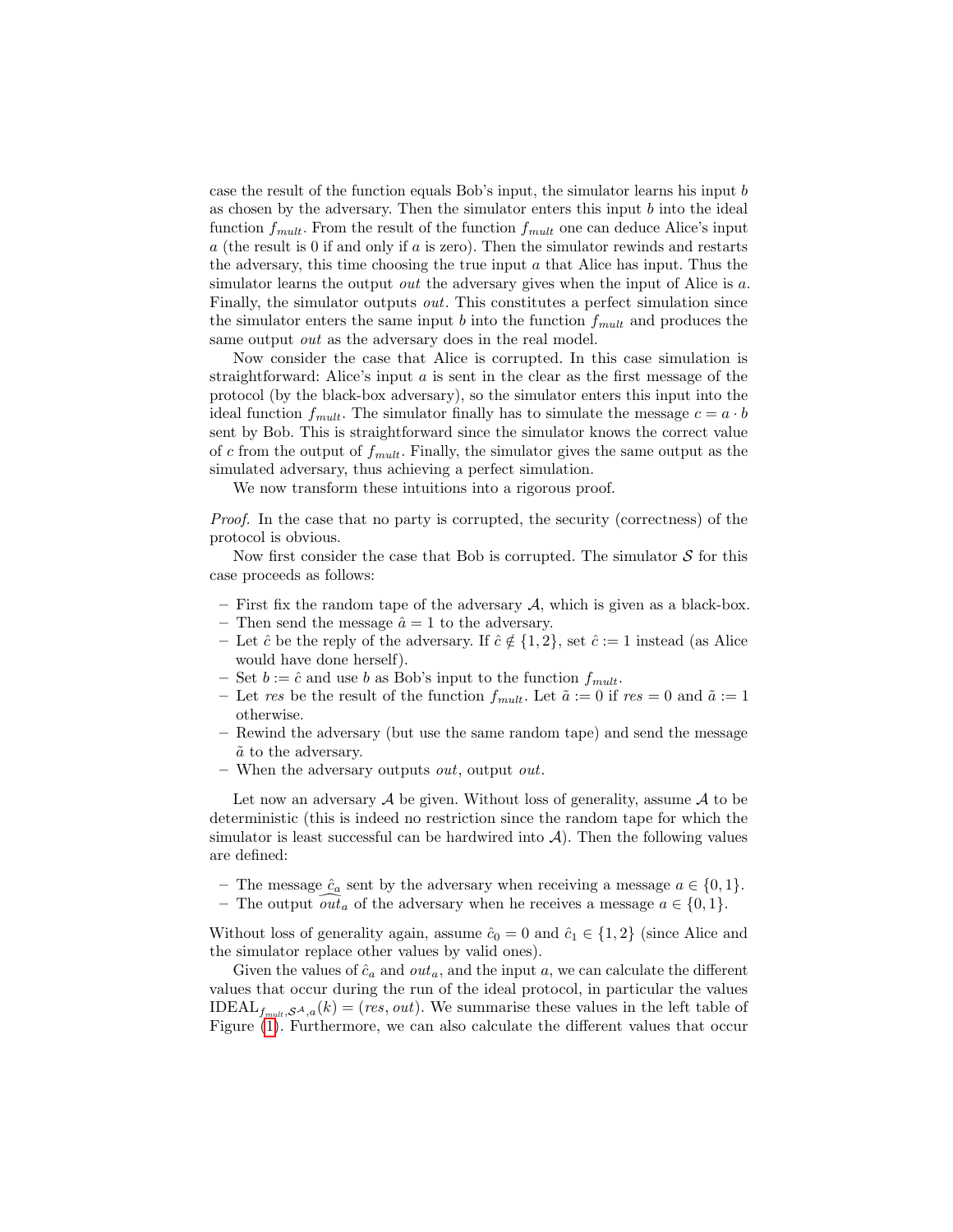case the result of the function equals Bob's input, the simulator learns his input $b$ as chosen by the adversary. Then the simulator enters this input $b$ into the ideal function $f_{mult}$. From the result of the function $f_{mult}$ one can deduce Alice's input $a$ (the result is 0 if and only if $a$ is zero). Then the simulator rewinds and restarts the adversary, this time choosing the true input $a$ that Alice has input. Thus the simulator learns the output *out* the adversary gives when the input of Alice is $a$. Finally, the simulator outputs *out*. This constitutes a perfect simulation since the simulator enters the same input $b$ into the function $f_{mult}$ and produces the same output *out* as the adversary does in the real model.

Now consider the case that Alice is corrupted. In this case simulation is straightforward: Alice's input $a$ is sent in the clear as the first message of the protocol (by the black-box adversary), so the simulator enters this input into the ideal function $f_{mult}$. The simulator finally has to simulate the message $c = a \cdot b$ sent by Bob. This is straightforward since the simulator knows the correct value of $c$ from the output of $f_{mult}$. Finally, the simulator gives the same output as the simulated adversary, thus achieving a perfect simulation.

We now transform these intuitions into a rigorous proof.

*Proof.* In the case that no party is corrupted, the security (correctness) of the protocol is obvious.

Now first consider the case that Bob is corrupted. The simulator $\mathcal{S}$ for this case proceeds as follows:

- First fix the random tape of the adversary $\mathcal{A}$, which is given as a black-box.
- Then send the message $\hat{a} = 1$ to the adversary.
- Let $\hat{c}$ be the reply of the adversary. If $\hat{c} \notin \{1, 2\}$, set $\hat{c} := 1$ instead (as Alice would have done herself).
- Set $b := \hat{c}$ and use $b$ as Bob's input to the function $f_{mult}$.
- Let *res* be the result of the function $f_{mult}$. Let $\tilde{a} := 0$ if $res = 0$ and $\tilde{a} := 1$ otherwise.
- Rewind the adversary (but use the same random tape) and send the message $\tilde{a}$ to the adversary.
- When the adversary outputs *out*, output *out*.

Let now an adversary $\mathcal{A}$ be given. Without loss of generality, assume $\mathcal{A}$ to be deterministic (this is indeed no restriction since the random tape for which the simulator is least successful can be hardwired into $\mathcal{A}$). Then the following values are defined:

- The message $\hat{c}_a$ sent by the adversary when receiving a message $a \in \{0, 1\}$.
- The output $\widehat{out}_a$ of the adversary when he receives a message $a \in \{0, 1\}$.

Without loss of generality again, assume $\hat{c}_0 = 0$ and $\hat{c}_1 \in \{1, 2\}$ (since Alice and the simulator replace other values by valid ones).

Given the values of $\hat{c}_a$ and $out_a$, and the input $a$, we can calculate the different values that occur during the run of the ideal protocol, in particular the values $\text{IDEAL}_{f_{mult}, \mathcal{S}^{\mathcal{A}}, a}(k) = (res, out)$. We summarise these values in the left table of Figure (1). Furthermore, we can also calculate the different values that occur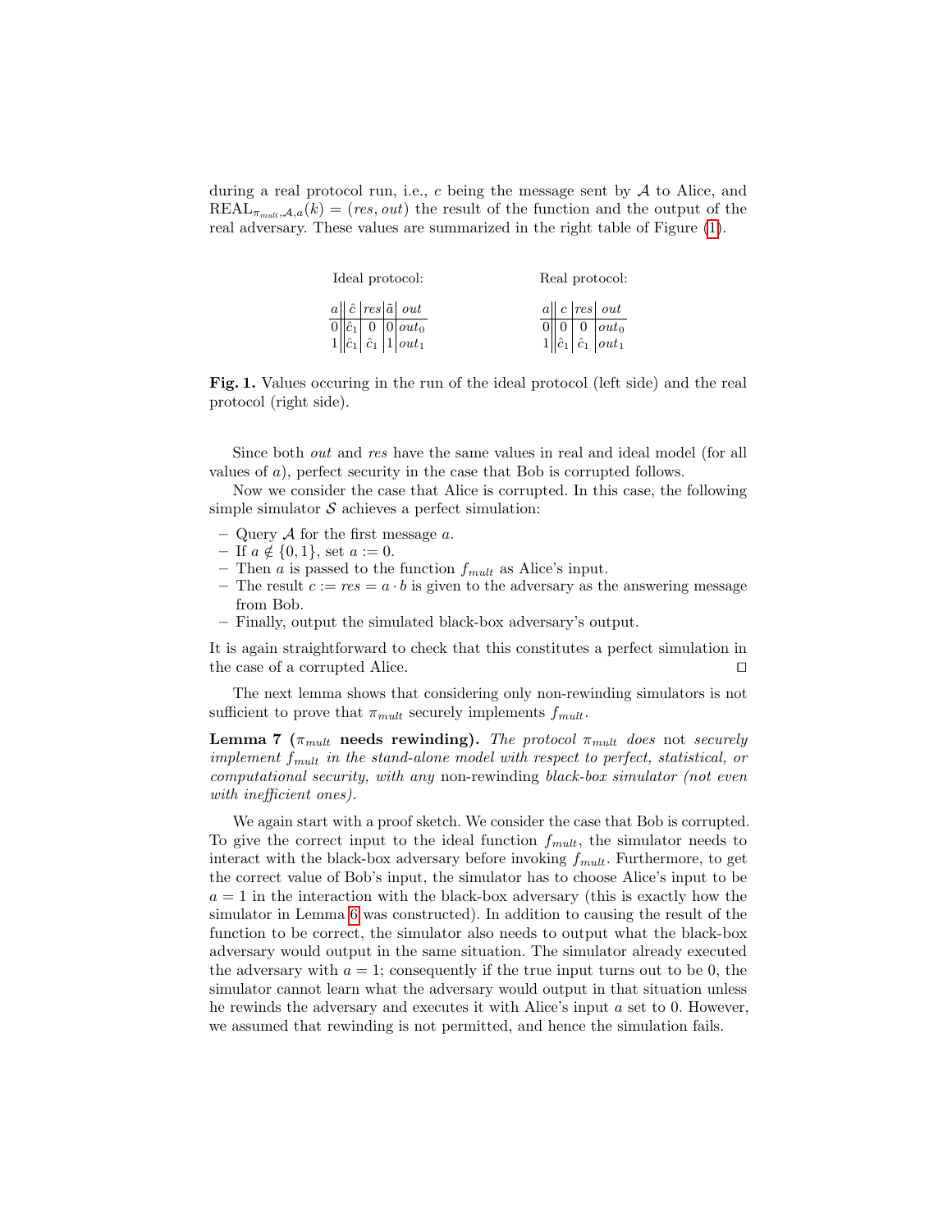during a real protocol run, i.e., $c$ being the message sent by $\mathcal{A}$ to Alice, and $\mathrm{REAL}_{\pi_{mult},\mathcal{A},a}(k) = (res, out)$ the result of the function and the output of the real adversary. These values are summarized in the right table of Figure (1).

Ideal protocol:

| $a$ | $\hat{c}$ | $res$ | $\tilde{a}$ | $out$ |
|---|---|---|---|---|
| 0 | $\hat{c}_1$ | 0 | 0 | $out_0$ |
| 1 | $\hat{c}_1$ | $\hat{c}_1$ | 1 | $out_1$ |

Real protocol:

| $a$ | $c$ | $res$ | $out$ |
|---|---|---|---|
| 0 | 0 | 0 | $out_0$ |
| 1 | $\hat{c}_1$ | $\hat{c}_1$ | $out_1$ |

**Fig. 1.** Values occuring in the run of the ideal protocol (left side) and the real protocol (right side).

Since both $out$ and $res$ have the same values in real and ideal model (for all values of $a$), perfect security in the case that Bob is corrupted follows.

Now we consider the case that Alice is corrupted. In this case, the following simple simulator $\mathcal{S}$ achieves a perfect simulation:

- Query $\mathcal{A}$ for the first message $a$.
- If $a \notin \{0, 1\}$, set $a := 0$.
- Then $a$ is passed to the function $f_{mult}$ as Alice's input.
- The result $c := res = a \cdot b$ is given to the adversary as the answering message from Bob.
- Finally, output the simulated black-box adversary's output.

It is again straightforward to check that this constitutes a perfect simulation in the case of a corrupted Alice. □

The next lemma shows that considering only non-rewinding simulators is not sufficient to prove that $\pi_{mult}$ securely implements $f_{mult}$.

**Lemma 7 ($\pi_{mult}$ needs rewinding).** *The protocol $\pi_{mult}$ does* not *securely implement $f_{mult}$ in the stand-alone model with respect to perfect, statistical, or computational security, with any* non-rewinding *black-box simulator (not even with inefficient ones).*

We again start with a proof sketch. We consider the case that Bob is corrupted. To give the correct input to the ideal function $f_{mult}$, the simulator needs to interact with the black-box adversary before invoking $f_{mult}$. Furthermore, to get the correct value of Bob's input, the simulator has to choose Alice's input to be $a = 1$ in the interaction with the black-box adversary (this is exactly how the simulator in Lemma 6 was constructed). In addition to causing the result of the function to be correct, the simulator also needs to output what the black-box adversary would output in the same situation. The simulator already executed the adversary with $a = 1$; consequently if the true input turns out to be 0, the simulator cannot learn what the adversary would output in that situation unless he rewinds the adversary and executes it with Alice's input $a$ set to 0. However, we assumed that rewinding is not permitted, and hence the simulation fails.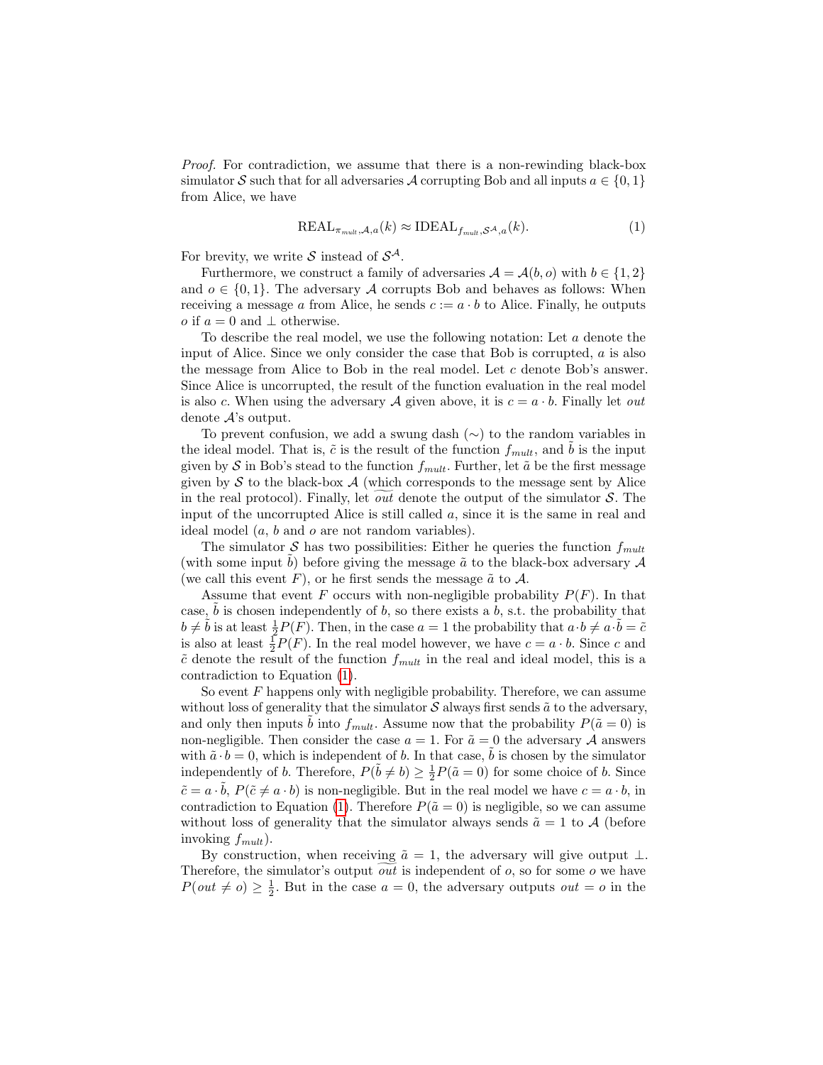*Proof.* For contradiction, we assume that there is a non-rewinding black-box simulator $\mathcal{S}$ such that for all adversaries $\mathcal{A}$ corrupting Bob and all inputs $a \in \{0,1\}$ from Alice, we have

$$\mathrm{REAL}_{\pi_{mult},\mathcal{A},a}(k) \approx \mathrm{IDEAL}_{f_{mult},\mathcal{S}^{\mathcal{A}},a}(k). \tag{1}$$

For brevity, we write $\mathcal{S}$ instead of $\mathcal{S}^{\mathcal{A}}$.

Furthermore, we construct a family of adversaries $\mathcal{A} = \mathcal{A}(b, o)$ with $b \in \{1, 2\}$ and $o \in \{0, 1\}$. The adversary $\mathcal{A}$ corrupts Bob and behaves as follows: When receiving a message $a$ from Alice, he sends $c := a \cdot b$ to Alice. Finally, he outputs $o$ if $a = 0$ and $\perp$ otherwise.

To describe the real model, we use the following notation: Let $a$ denote the input of Alice. Since we only consider the case that Bob is corrupted, $a$ is also the message from Alice to Bob in the real model. Let $c$ denote Bob's answer. Since Alice is uncorrupted, the result of the function evaluation in the real model is also $c$. When using the adversary $\mathcal{A}$ given above, it is $c = a \cdot b$. Finally let $out$ denote $\mathcal{A}$'s output.

To prevent confusion, we add a swung dash ($\sim$) to the random variables in the ideal model. That is, $\tilde{c}$ is the result of the function $f_{mult}$, and $\tilde{b}$ is the input given by $\mathcal{S}$ in Bob's stead to the function $f_{mult}$. Further, let $\tilde{a}$ be the first message given by $\mathcal{S}$ to the black-box $\mathcal{A}$ (which corresponds to the message sent by Alice in the real protocol). Finally, let $\widetilde{out}$ denote the output of the simulator $\mathcal{S}$. The input of the uncorrupted Alice is still called $a$, since it is the same in real and ideal model ($a$, $b$ and $o$ are not random variables).

The simulator $\mathcal{S}$ has two possibilities: Either he queries the function $f_{mult}$ (with some input $\tilde{b}$) before giving the message $\tilde{a}$ to the black-box adversary $\mathcal{A}$ (we call this event $F$), or he first sends the message $\tilde{a}$ to $\mathcal{A}$.

Assume that event $F$ occurs with non-negligible probability $P(F)$. In that case, $\tilde{b}$ is chosen independently of $b$, so there exists a $b$, s.t. the probability that $b \neq \tilde{b}$ is at least $\frac{1}{2}P(F)$. Then, in the case $a = 1$ the probability that $a \cdot b \neq a \cdot \tilde{b} = \tilde{c}$ is also at least $\frac{1}{2}P(F)$. In the real model however, we have $c = a \cdot b$. Since $c$ and $\tilde{c}$ denote the result of the function $f_{mult}$ in the real and ideal model, this is a contradiction to Equation (1).

So event $F$ happens only with negligible probability. Therefore, we can assume without loss of generality that the simulator $\mathcal{S}$ always first sends $\tilde{a}$ to the adversary, and only then inputs $\tilde{b}$ into $f_{mult}$. Assume now that the probability $P(\tilde{a} = 0)$ is non-negligible. Then consider the case $a = 1$. For $\tilde{a} = 0$ the adversary $\mathcal{A}$ answers with $\tilde{a} \cdot b = 0$, which is independent of $b$. In that case, $\tilde{b}$ is chosen by the simulator independently of $b$. Therefore, $P(\tilde{b} \neq b) \geq \frac{1}{2}P(\tilde{a} = 0)$ for some choice of $b$. Since $\tilde{c} = a \cdot \tilde{b}$, $P(\tilde{c} \neq a \cdot b)$ is non-negligible. But in the real model we have $c = a \cdot b$, in contradiction to Equation (1). Therefore $P(\tilde{a} = 0)$ is negligible, so we can assume without loss of generality that the simulator always sends $\tilde{a} = 1$ to $\mathcal{A}$ (before invoking $f_{mult}$).

By construction, when receiving $\tilde{a} = 1$, the adversary will give output $\perp$. Therefore, the simulator's output $\widetilde{out}$ is independent of $o$, so for some $o$ we have $P(out \neq o) \geq \frac{1}{2}$. But in the case $a = 0$, the adversary outputs $out = o$ in the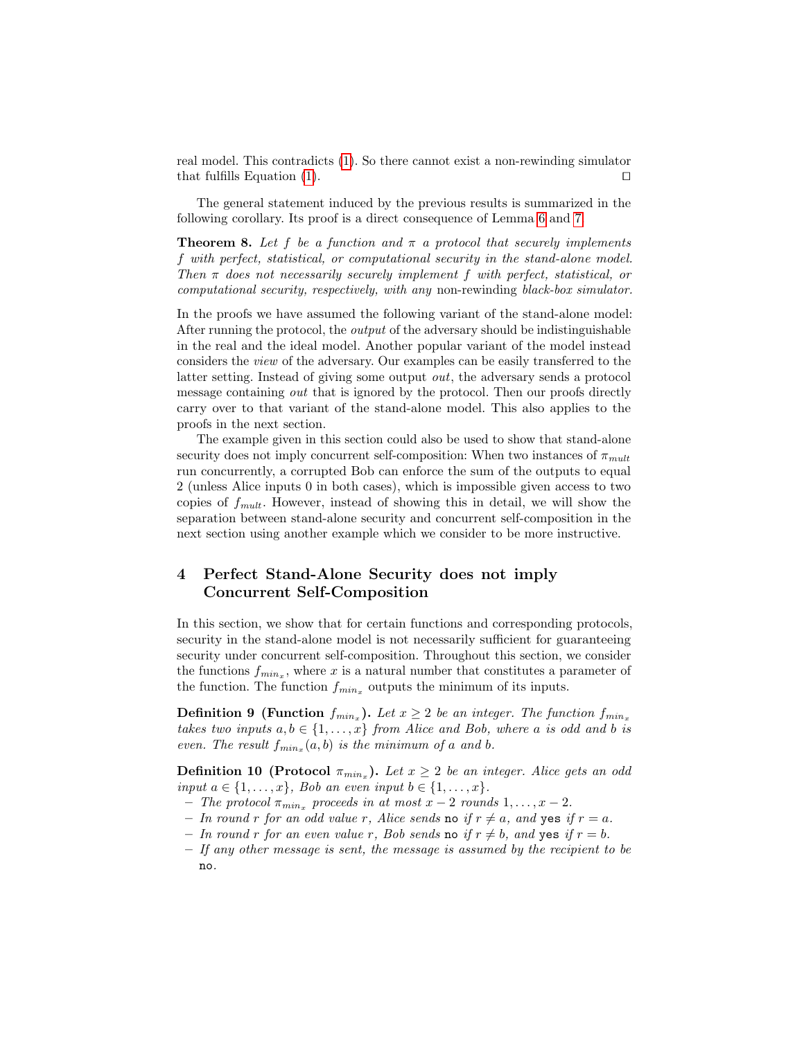real model. This contradicts (1). So there cannot exist a non-rewinding simulator that fulfills Equation (1). □

The general statement induced by the previous results is summarized in the following corollary. Its proof is a direct consequence of Lemma 6 and 7.

**Theorem 8.** *Let $f$ be a function and $\pi$ a protocol that securely implements $f$ with perfect, statistical, or computational security in the stand-alone model. Then $\pi$ does not necessarily securely implement $f$ with perfect, statistical, or computational security, respectively, with any* non-rewinding *black-box simulator.*

In the proofs we have assumed the following variant of the stand-alone model: After running the protocol, the *output* of the adversary should be indistinguishable in the real and the ideal model. Another popular variant of the model instead considers the *view* of the adversary. Our examples can be easily transferred to the latter setting. Instead of giving some output *out*, the adversary sends a protocol message containing *out* that is ignored by the protocol. Then our proofs directly carry over to that variant of the stand-alone model. This also applies to the proofs in the next section.

The example given in this section could also be used to show that stand-alone security does not imply concurrent self-composition: When two instances of $\pi_{mult}$ run concurrently, a corrupted Bob can enforce the sum of the outputs to equal 2 (unless Alice inputs 0 in both cases), which is impossible given access to two copies of $f_{mult}$. However, instead of showing this in detail, we will show the separation between stand-alone security and concurrent self-composition in the next section using another example which we consider to be more instructive.

## 4 Perfect Stand-Alone Security does not imply Concurrent Self-Composition

In this section, we show that for certain functions and corresponding protocols, security in the stand-alone model is not necessarily sufficient for guaranteeing security under concurrent self-composition. Throughout this section, we consider the functions $f_{min_x}$, where $x$ is a natural number that constitutes a parameter of the function. The function $f_{min_x}$ outputs the minimum of its inputs.

**Definition 9 (Function $f_{min_x}$).** *Let $x \geq 2$ be an integer. The function $f_{min_x}$ takes two inputs $a, b \in \{1, \dots, x\}$ from Alice and Bob, where $a$ is odd and $b$ is even. The result $f_{min_x}(a, b)$ is the minimum of $a$ and $b$.*

**Definition 10 (Protocol $\pi_{min_x}$).** *Let $x \geq 2$ be an integer. Alice gets an odd input $a \in \{1, \dots, x\}$, Bob an even input $b \in \{1, \dots, x\}$.*

- *The protocol $\pi_{min_x}$ proceeds in at most $x - 2$ rounds $1, \dots, x - 2$.*
- *In round $r$ for an odd value $r$, Alice sends* `no` *if $r \neq a$, and* `yes` *if $r = a$.*
- *In round $r$ for an even value $r$, Bob sends* `no` *if $r \neq b$, and* `yes` *if $r = b$.*
- *If any other message is sent, the message is assumed by the recipient to be* `no`*.*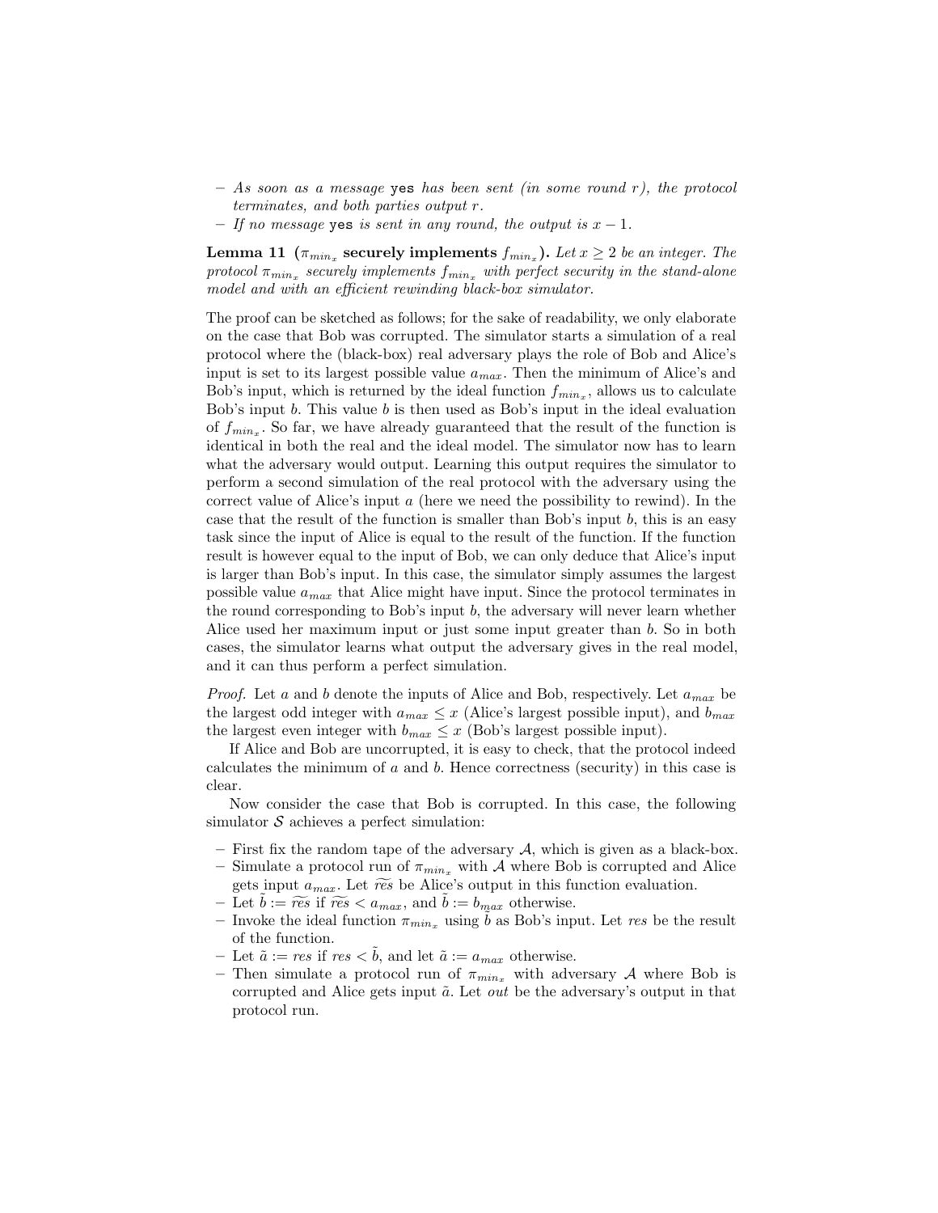– *As soon as a message* `yes` *has been sent (in some round $r$), the protocol terminates, and both parties output $r$.*
– *If no message* `yes` *is sent in any round, the output is $x - 1$.*

**Lemma 11 ($\pi_{min_x}$ securely implements $f_{min_x}$).** *Let $x \geq 2$ be an integer. The protocol $\pi_{min_x}$ securely implements $f_{min_x}$ with perfect security in the stand-alone model and with an efficient rewinding black-box simulator.*

The proof can be sketched as follows; for the sake of readability, we only elaborate on the case that Bob was corrupted. The simulator starts a simulation of a real protocol where the (black-box) real adversary plays the role of Bob and Alice's input is set to its largest possible value $a_{max}$. Then the minimum of Alice's and Bob's input, which is returned by the ideal function $f_{min_x}$, allows us to calculate Bob's input $b$. This value $b$ is then used as Bob's input in the ideal evaluation of $f_{min_x}$. So far, we have already guaranteed that the result of the function is identical in both the real and the ideal model. The simulator now has to learn what the adversary would output. Learning this output requires the simulator to perform a second simulation of the real protocol with the adversary using the correct value of Alice's input $a$ (here we need the possibility to rewind). In the case that the result of the function is smaller than Bob's input $b$, this is an easy task since the input of Alice is equal to the result of the function. If the function result is however equal to the input of Bob, we can only deduce that Alice's input is larger than Bob's input. In this case, the simulator simply assumes the largest possible value $a_{max}$ that Alice might have input. Since the protocol terminates in the round corresponding to Bob's input $b$, the adversary will never learn whether Alice used her maximum input or just some input greater than $b$. So in both cases, the simulator learns what output the adversary gives in the real model, and it can thus perform a perfect simulation.

*Proof.* Let $a$ and $b$ denote the inputs of Alice and Bob, respectively. Let $a_{max}$ be the largest odd integer with $a_{max} \leq x$ (Alice's largest possible input), and $b_{max}$ the largest even integer with $b_{max} \leq x$ (Bob's largest possible input).

If Alice and Bob are uncorrupted, it is easy to check, that the protocol indeed calculates the minimum of $a$ and $b$. Hence correctness (security) in this case is clear.

Now consider the case that Bob is corrupted. In this case, the following simulator $\mathcal{S}$ achieves a perfect simulation:

– First fix the random tape of the adversary $\mathcal{A}$, which is given as a black-box.
– Simulate a protocol run of $\pi_{min_x}$ with $\mathcal{A}$ where Bob is corrupted and Alice gets input $a_{max}$. Let $\widetilde{res}$ be Alice's output in this function evaluation.
– Let $\tilde{b} := \widetilde{res}$ if $\widetilde{res} < a_{max}$, and $\tilde{b} := b_{max}$ otherwise.
– Invoke the ideal function $\pi_{min_x}$ using $\tilde{b}$ as Bob's input. Let $res$ be the result of the function.
– Let $\tilde{a} := res$ if $res < \tilde{b}$, and let $\tilde{a} := a_{max}$ otherwise.
– Then simulate a protocol run of $\pi_{min_x}$ with adversary $\mathcal{A}$ where Bob is corrupted and Alice gets input $\tilde{a}$. Let $out$ be the adversary's output in that protocol run.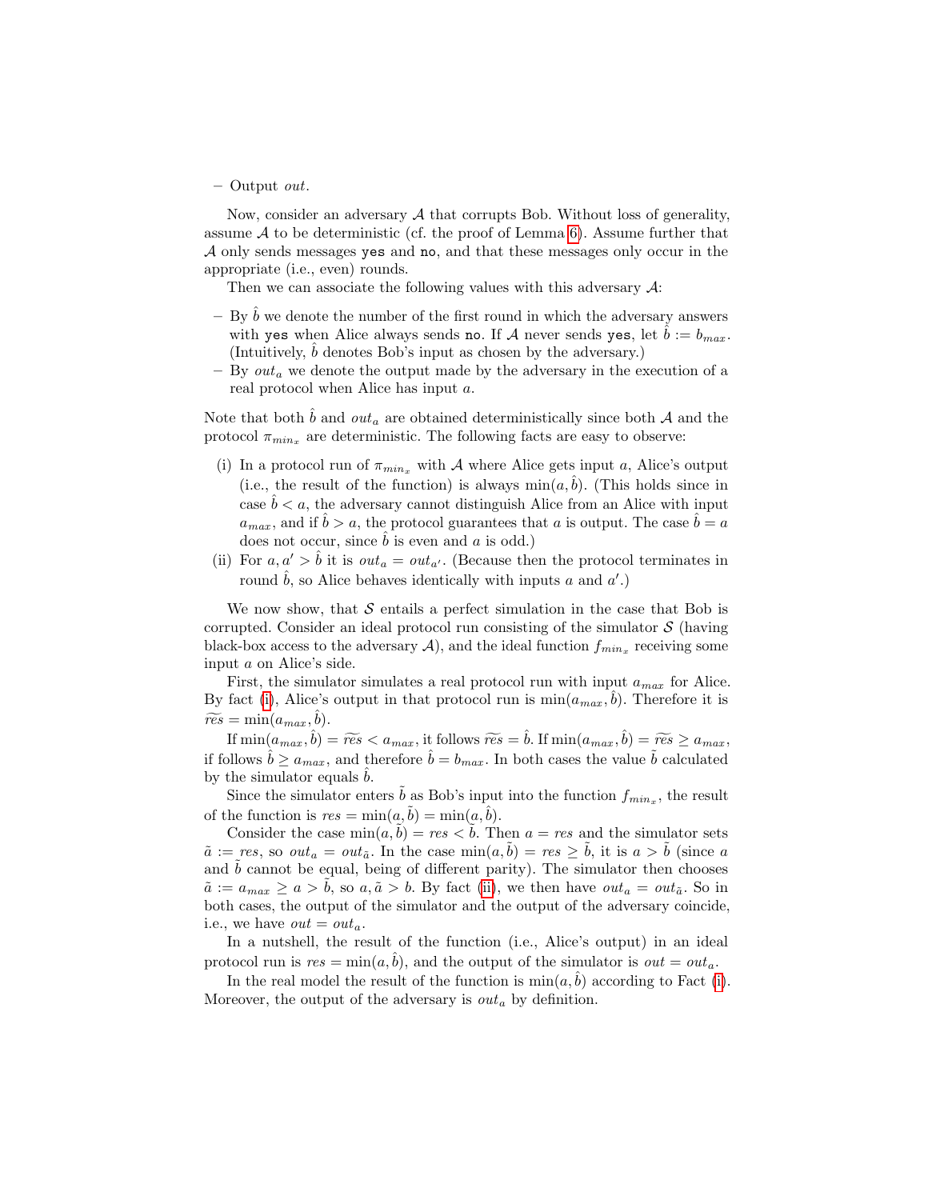– Output $out$.

Now, consider an adversary $\mathcal{A}$ that corrupts Bob. Without loss of generality, assume $\mathcal{A}$ to be deterministic (cf. the proof of Lemma 6). Assume further that $\mathcal{A}$ only sends messages `yes` and `no`, and that these messages only occur in the appropriate (i.e., even) rounds.

Then we can associate the following values with this adversary $\mathcal{A}$:

– By $\hat{b}$ we denote the number of the first round in which the adversary answers with `yes` when Alice always sends `no`. If $\mathcal{A}$ never sends `yes`, let $\hat{b} := b_{max}$. (Intuitively, $\hat{b}$ denotes Bob's input as chosen by the adversary.)
– By $out_a$ we denote the output made by the adversary in the execution of a real protocol when Alice has input $a$.

Note that both $\hat{b}$ and $out_a$ are obtained deterministically since both $\mathcal{A}$ and the protocol $\pi_{min_x}$ are deterministic. The following facts are easy to observe:

(i) In a protocol run of $\pi_{min_x}$ with $\mathcal{A}$ where Alice gets input $a$, Alice's output (i.e., the result of the function) is always $\min(a, \hat{b})$. (This holds since in case $\hat{b} < a$, the adversary cannot distinguish Alice from an Alice with input $a_{max}$, and if $\hat{b} > a$, the protocol guarantees that $a$ is output. The case $\hat{b} = a$ does not occur, since $\hat{b}$ is even and $a$ is odd.)
(ii) For $a, a' > \hat{b}$ it is $out_a = out_{a'}$. (Because then the protocol terminates in round $\hat{b}$, so Alice behaves identically with inputs $a$ and $a'$.)

We now show, that $\mathcal{S}$ entails a perfect simulation in the case that Bob is corrupted. Consider an ideal protocol run consisting of the simulator $\mathcal{S}$ (having black-box access to the adversary $\mathcal{A}$), and the ideal function $f_{min_x}$ receiving some input $a$ on Alice's side.

First, the simulator simulates a real protocol run with input $a_{max}$ for Alice. By fact (i), Alice's output in that protocol run is $\min(a_{max}, \hat{b})$. Therefore it is $\widetilde{res} = \min(a_{max}, \hat{b})$.

If $\min(a_{max}, \hat{b}) = \widetilde{res} < a_{max}$, it follows $\widetilde{res} = \hat{b}$. If $\min(a_{max}, \hat{b}) = \widetilde{res} \geq a_{max}$, if follows $\hat{b} \geq a_{max}$, and therefore $\hat{b} = b_{max}$. In both cases the value $\tilde{b}$ calculated by the simulator equals $\hat{b}$.

Since the simulator enters $\tilde{b}$ as Bob's input into the function $f_{min_x}$, the result of the function is $res = \min(a, \tilde{b}) = \min(a, \hat{b})$.

Consider the case $\min(a, \tilde{b}) = res < \tilde{b}$. Then $a = res$ and the simulator sets $\tilde{a} := res$, so $out_a = out_{\tilde{a}}$. In the case $\min(a, \tilde{b}) = res \geq \tilde{b}$, it is $a > \tilde{b}$ (since $a$ and $\tilde{b}$ cannot be equal, being of different parity). The simulator then chooses $\tilde{a} := a_{max} \geq a > \tilde{b}$, so $a, \tilde{a} > b$. By fact (ii), we then have $out_a = out_{\tilde{a}}$. So in both cases, the output of the simulator and the output of the adversary coincide, i.e., we have $out = out_a$.

In a nutshell, the result of the function (i.e., Alice's output) in an ideal protocol run is $res = \min(a, \hat{b})$, and the output of the simulator is $out = out_a$.

In the real model the result of the function is $\min(a, \hat{b})$ according to Fact (i). Moreover, the output of the adversary is $out_a$ by definition.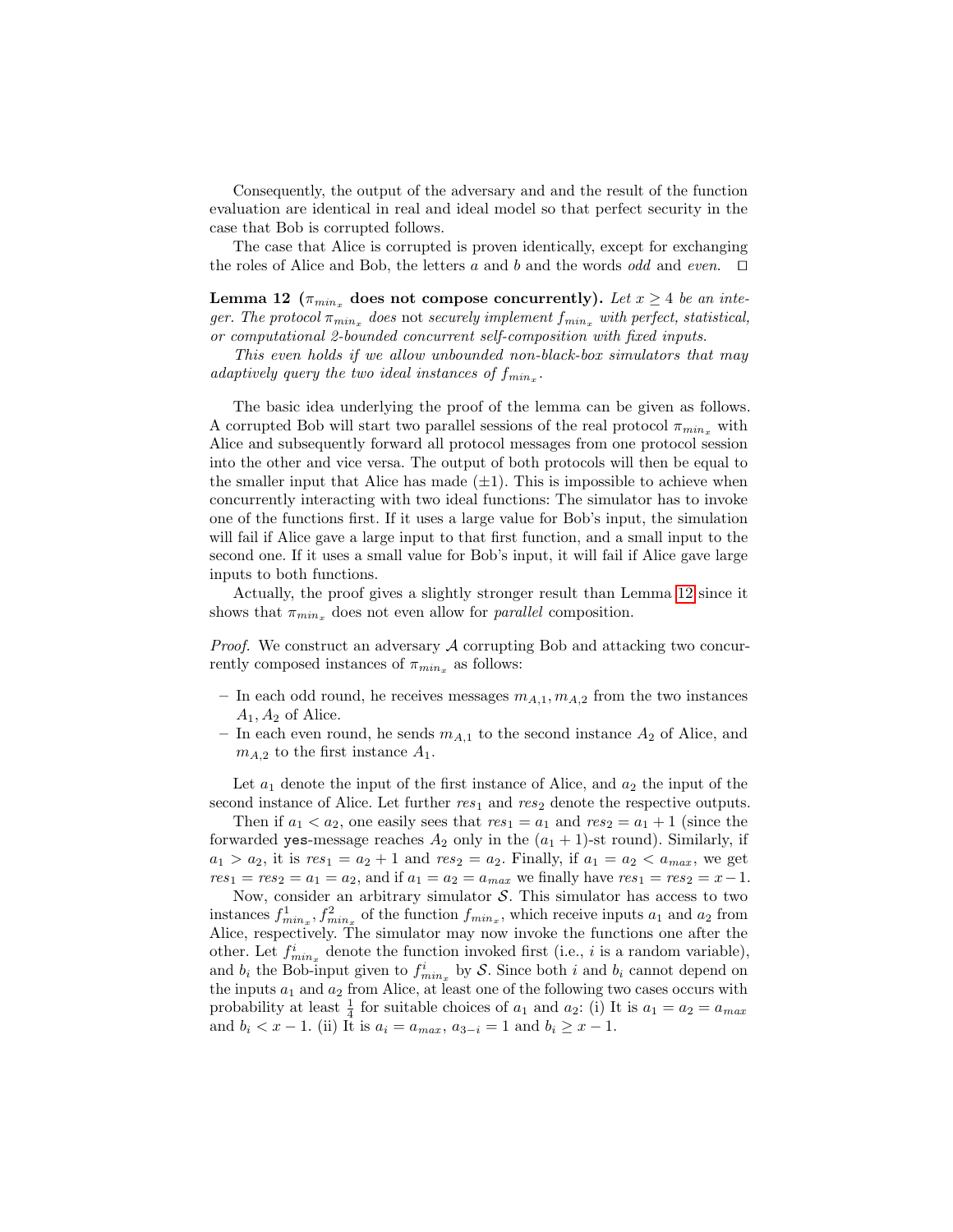Consequently, the output of the adversary and and the result of the function evaluation are identical in real and ideal model so that perfect security in the case that Bob is corrupted follows.

The case that Alice is corrupted is proven identically, except for exchanging the roles of Alice and Bob, the letters $a$ and $b$ and the words *odd* and *even*. □

**Lemma 12 ($\pi_{min_x}$ does not compose concurrently).** *Let $x \geq 4$ be an integer. The protocol $\pi_{min_x}$ does* not *securely implement $f_{min_x}$ with perfect, statistical, or computational 2-bounded concurrent self-composition with fixed inputs.*

*This even holds if we allow unbounded non-black-box simulators that may adaptively query the two ideal instances of $f_{min_x}$.*

The basic idea underlying the proof of the lemma can be given as follows. A corrupted Bob will start two parallel sessions of the real protocol $\pi_{min_x}$ with Alice and subsequently forward all protocol messages from one protocol session into the other and vice versa. The output of both protocols will then be equal to the smaller input that Alice has made ($\pm 1$). This is impossible to achieve when concurrently interacting with two ideal functions: The simulator has to invoke one of the functions first. If it uses a large value for Bob's input, the simulation will fail if Alice gave a large input to that first function, and a small input to the second one. If it uses a small value for Bob's input, it will fail if Alice gave large inputs to both functions.

Actually, the proof gives a slightly stronger result than Lemma 12 since it shows that $\pi_{min_x}$ does not even allow for *parallel* composition.

*Proof.* We construct an adversary $\mathcal{A}$ corrupting Bob and attacking two concurrently composed instances of $\pi_{min_x}$ as follows:

- In each odd round, he receives messages $m_{A,1}, m_{A,2}$ from the two instances $A_1, A_2$ of Alice.
- In each even round, he sends $m_{A,1}$ to the second instance $A_2$ of Alice, and $m_{A,2}$ to the first instance $A_1$.

Let $a_1$ denote the input of the first instance of Alice, and $a_2$ the input of the second instance of Alice. Let further $res_1$ and $res_2$ denote the respective outputs.

Then if $a_1 < a_2$, one easily sees that $res_1 = a_1$ and $res_2 = a_1 + 1$ (since the forwarded `yes`-message reaches $A_2$ only in the $(a_1+1)$-st round). Similarly, if $a_1 > a_2$, it is $res_1 = a_2 + 1$ and $res_2 = a_2$. Finally, if $a_1 = a_2 < a_{max}$, we get $res_1 = res_2 = a_1 = a_2$, and if $a_1 = a_2 = a_{max}$ we finally have $res_1 = res_2 = x - 1$.

Now, consider an arbitrary simulator $\mathcal{S}$. This simulator has access to two instances $f^1_{min_x}, f^2_{min_x}$ of the function $f_{min_x}$, which receive inputs $a_1$ and $a_2$ from Alice, respectively. The simulator may now invoke the functions one after the other. Let $f^i_{min_x}$ denote the function invoked first (i.e., $i$ is a random variable), and $b_i$ the Bob-input given to $f^i_{min_x}$ by $\mathcal{S}$. Since both $i$ and $b_i$ cannot depend on the inputs $a_1$ and $a_2$ from Alice, at least one of the following two cases occurs with probability at least $\frac{1}{4}$ for suitable choices of $a_1$ and $a_2$: (i) It is $a_1 = a_2 = a_{max}$ and $b_i < x - 1$. (ii) It is $a_i = a_{max}$, $a_{3-i} = 1$ and $b_i \geq x - 1$.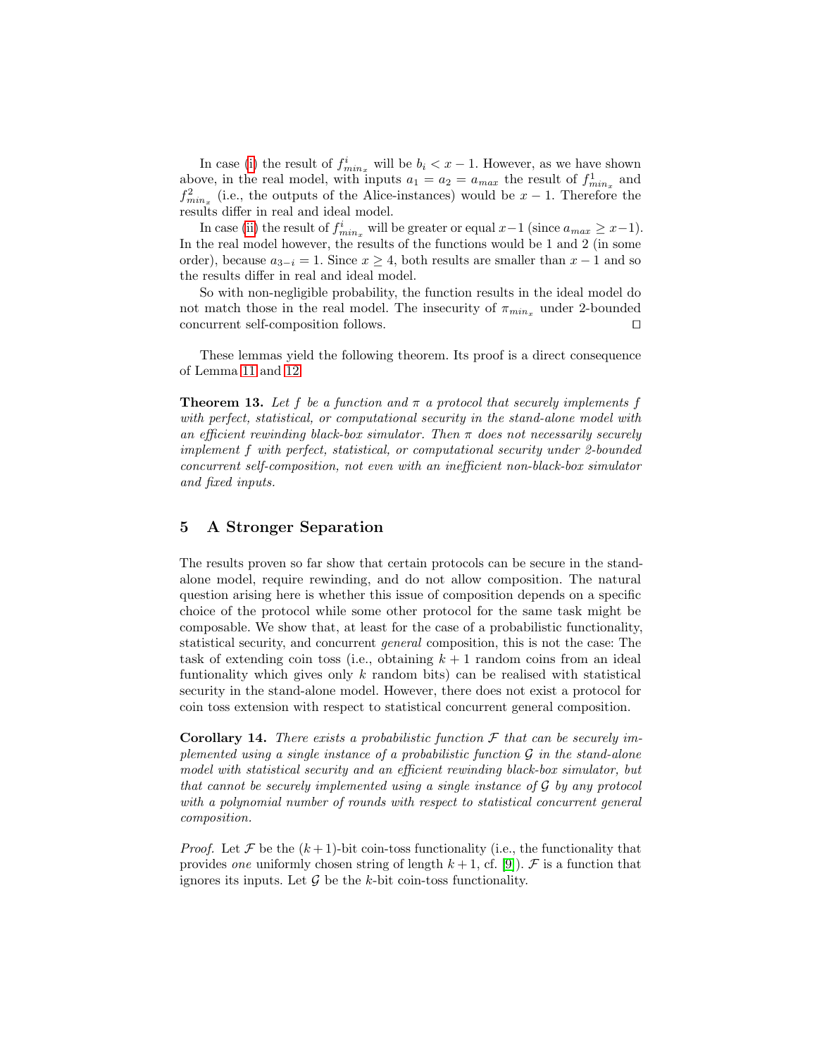In case (i) the result of $f^i_{min_x}$ will be $b_i < x - 1$. However, as we have shown above, in the real model, with inputs $a_1 = a_2 = a_{max}$ the result of $f^1_{min_x}$ and $f^2_{min_x}$ (i.e., the outputs of the Alice-instances) would be $x - 1$. Therefore the results differ in real and ideal model.

In case (ii) the result of $f^i_{min_x}$ will be greater or equal $x-1$ (since $a_{max} \geq x-1$). In the real model however, the results of the functions would be 1 and 2 (in some order), because $a_{3-i} = 1$. Since $x \geq 4$, both results are smaller than $x - 1$ and so the results differ in real and ideal model.

So with non-negligible probability, the function results in the ideal model do not match those in the real model. The insecurity of $\pi_{min_x}$ under 2-bounded concurrent self-composition follows. □

These lemmas yield the following theorem. Its proof is a direct consequence of Lemma 11 and 12.

**Theorem 13.** *Let $f$ be a function and $\pi$ a protocol that securely implements $f$ with perfect, statistical, or computational security in the stand-alone model with an efficient rewinding black-box simulator. Then $\pi$ does not necessarily securely implement $f$ with perfect, statistical, or computational security under 2-bounded concurrent self-composition, not even with an inefficient non-black-box simulator and fixed inputs.*

## 5 A Stronger Separation

The results proven so far show that certain protocols can be secure in the stand-alone model, require rewinding, and do not allow composition. The natural question arising here is whether this issue of composition depends on a specific choice of the protocol while some other protocol for the same task might be composable. We show that, at least for the case of a probabilistic functionality, statistical security, and concurrent *general* composition, this is not the case: The task of extending coin toss (i.e., obtaining $k+1$ random coins from an ideal funtionality which gives only $k$ random bits) can be realised with statistical security in the stand-alone model. However, there does not exist a protocol for coin toss extension with respect to statistical concurrent general composition.

**Corollary 14.** *There exists a probabilistic function $\mathcal{F}$ that can be securely implemented using a single instance of a probabilistic function $\mathcal{G}$ in the stand-alone model with statistical security and an efficient rewinding black-box simulator, but that cannot be securely implemented using a single instance of $\mathcal{G}$ by any protocol with a polynomial number of rounds with respect to statistical concurrent general composition.*

*Proof.* Let $\mathcal{F}$ be the $(k+1)$-bit coin-toss functionality (i.e., the functionality that provides *one* uniformly chosen string of length $k+1$, cf. [9]). $\mathcal{F}$ is a function that ignores its inputs. Let $\mathcal{G}$ be the $k$-bit coin-toss functionality.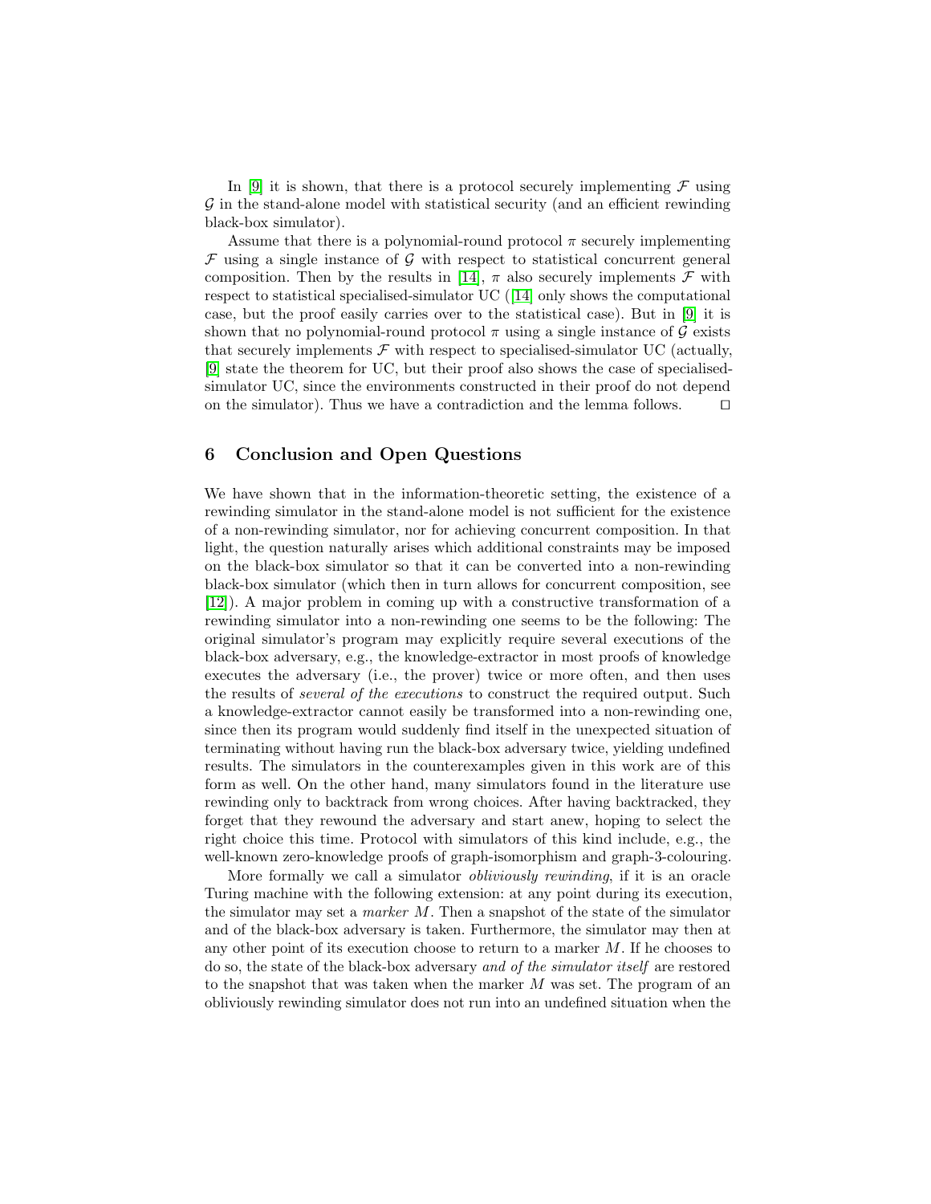In [9] it is shown, that there is a protocol securely implementing $\mathcal{F}$ using $\mathcal{G}$ in the stand-alone model with statistical security (and an efficient rewinding black-box simulator).

Assume that there is a polynomial-round protocol $\pi$ securely implementing $\mathcal{F}$ using a single instance of $\mathcal{G}$ with respect to statistical concurrent general composition. Then by the results in [14], $\pi$ also securely implements $\mathcal{F}$ with respect to statistical specialised-simulator UC ([14] only shows the computational case, but the proof easily carries over to the statistical case). But in [9] it is shown that no polynomial-round protocol $\pi$ using a single instance of $\mathcal{G}$ exists that securely implements $\mathcal{F}$ with respect to specialised-simulator UC (actually, [9] state the theorem for UC, but their proof also shows the case of specialised-simulator UC, since the environments constructed in their proof do not depend on the simulator). Thus we have a contradiction and the lemma follows. □

## 6 Conclusion and Open Questions

We have shown that in the information-theoretic setting, the existence of a rewinding simulator in the stand-alone model is not sufficient for the existence of a non-rewinding simulator, nor for achieving concurrent composition. In that light, the question naturally arises which additional constraints may be imposed on the black-box simulator so that it can be converted into a non-rewinding black-box simulator (which then in turn allows for concurrent composition, see [12]). A major problem in coming up with a constructive transformation of a rewinding simulator into a non-rewinding one seems to be the following: The original simulator's program may explicitly require several executions of the black-box adversary, e.g., the knowledge-extractor in most proofs of knowledge executes the adversary (i.e., the prover) twice or more often, and then uses the results of *several of the executions* to construct the required output. Such a knowledge-extractor cannot easily be transformed into a non-rewinding one, since then its program would suddenly find itself in the unexpected situation of terminating without having run the black-box adversary twice, yielding undefined results. The simulators in the counterexamples given in this work are of this form as well. On the other hand, many simulators found in the literature use rewinding only to backtrack from wrong choices. After having backtracked, they forget that they rewound the adversary and start anew, hoping to select the right choice this time. Protocol with simulators of this kind include, e.g., the well-known zero-knowledge proofs of graph-isomorphism and graph-3-colouring.

More formally we call a simulator *obliviously rewinding*, if it is an oracle Turing machine with the following extension: at any point during its execution, the simulator may set a *marker* $M$. Then a snapshot of the state of the simulator and of the black-box adversary is taken. Furthermore, the simulator may then at any other point of its execution choose to return to a marker $M$. If he chooses to do so, the state of the black-box adversary *and of the simulator itself* are restored to the snapshot that was taken when the marker $M$ was set. The program of an obliviously rewinding simulator does not run into an undefined situation when the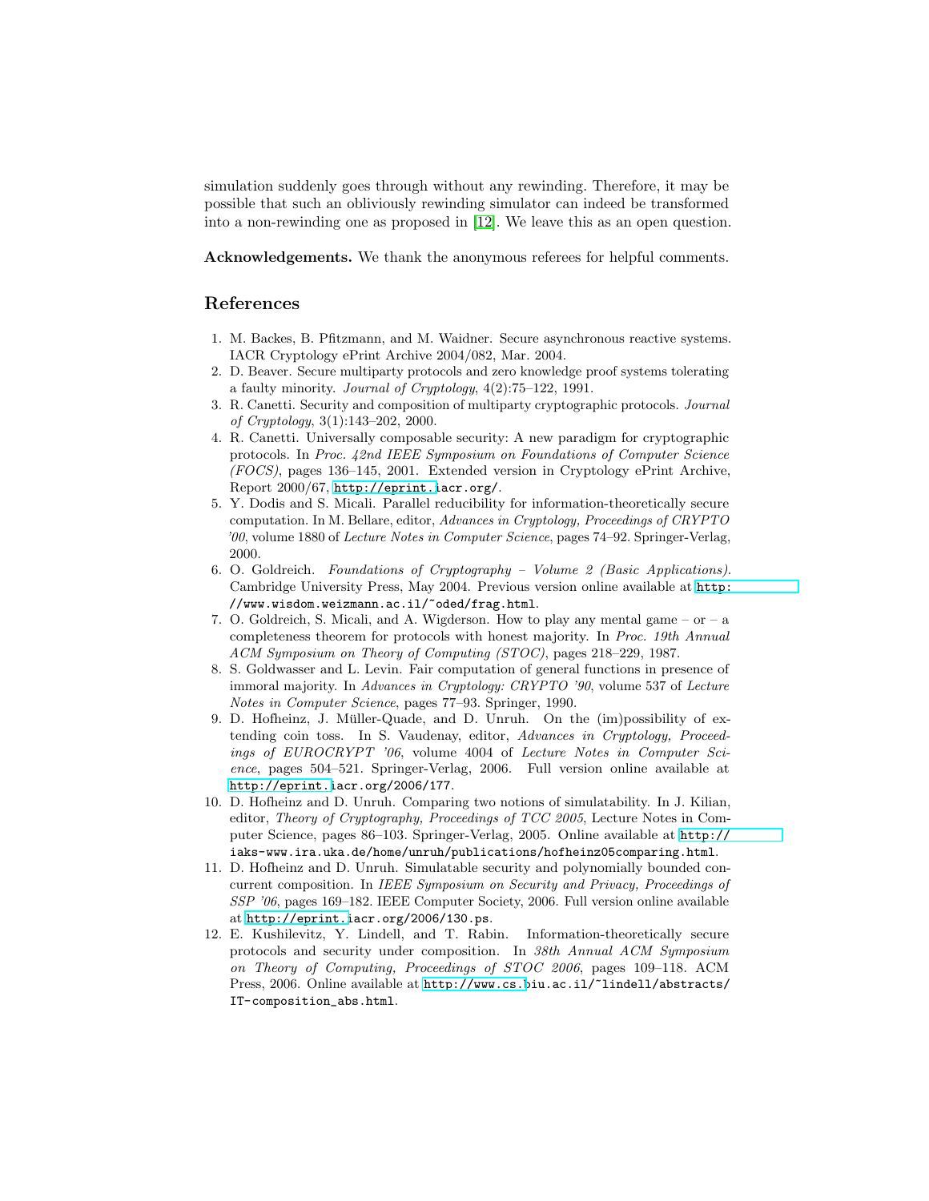simulation suddenly goes through without any rewinding. Therefore, it may be possible that such an obliviously rewinding simulator can indeed be transformed into a non-rewinding one as proposed in [12]. We leave this as an open question.

**Acknowledgements.** We thank the anonymous referees for helpful comments.

## References

1. M. Backes, B. Pfitzmann, and M. Waidner. Secure asynchronous reactive systems. IACR Cryptology ePrint Archive 2004/082, Mar. 2004.
2. D. Beaver. Secure multiparty protocols and zero knowledge proof systems tolerating a faulty minority. *Journal of Cryptology*, 4(2):75–122, 1991.
3. R. Canetti. Security and composition of multiparty cryptographic protocols. *Journal of Cryptology*, 3(1):143–202, 2000.
4. R. Canetti. Universally composable security: A new paradigm for cryptographic protocols. In *Proc. 42nd IEEE Symposium on Foundations of Computer Science (FOCS)*, pages 136–145, 2001. Extended version in Cryptology ePrint Archive, Report 2000/67, `http://eprint.iacr.org/`.
5. Y. Dodis and S. Micali. Parallel reducibility for information-theoretically secure computation. In M. Bellare, editor, *Advances in Cryptology, Proceedings of CRYPTO '00*, volume 1880 of *Lecture Notes in Computer Science*, pages 74–92. Springer-Verlag, 2000.
6. O. Goldreich. *Foundations of Cryptography – Volume 2 (Basic Applications)*. Cambridge University Press, May 2004. Previous version online available at `http://www.wisdom.weizmann.ac.il/~oded/frag.html`.
7. O. Goldreich, S. Micali, and A. Wigderson. How to play any mental game – or – a completeness theorem for protocols with honest majority. In *Proc. 19th Annual ACM Symposium on Theory of Computing (STOC)*, pages 218–229, 1987.
8. S. Goldwasser and L. Levin. Fair computation of general functions in presence of immoral majority. In *Advances in Cryptology: CRYPTO '90*, volume 537 of *Lecture Notes in Computer Science*, pages 77–93. Springer, 1990.
9. D. Hofheinz, J. Müller-Quade, and D. Unruh. On the (im)possibility of extending coin toss. In S. Vaudenay, editor, *Advances in Cryptology, Proceedings of EUROCRYPT '06*, volume 4004 of *Lecture Notes in Computer Science*, pages 504–521. Springer-Verlag, 2006. Full version online available at `http://eprint.iacr.org/2006/177`.
10. D. Hofheinz and D. Unruh. Comparing two notions of simulatability. In J. Kilian, editor, *Theory of Cryptography, Proceedings of TCC 2005*, Lecture Notes in Computer Science, pages 86–103. Springer-Verlag, 2005. Online available at `http://iaks-www.ira.uka.de/home/unruh/publications/hofheinz05comparing.html`.
11. D. Hofheinz and D. Unruh. Simulatable security and polynomially bounded concurrent composition. In *IEEE Symposium on Security and Privacy, Proceedings of SSP '06*, pages 169–182. IEEE Computer Society, 2006. Full version online available at `http://eprint.iacr.org/2006/130.ps`.
12. E. Kushilevitz, Y. Lindell, and T. Rabin. Information-theoretically secure protocols and security under composition. In *38th Annual ACM Symposium on Theory of Computing, Proceedings of STOC 2006*, pages 109–118. ACM Press, 2006. Online available at `http://www.cs.biu.ac.il/~lindell/abstracts/IT-composition_abs.html`.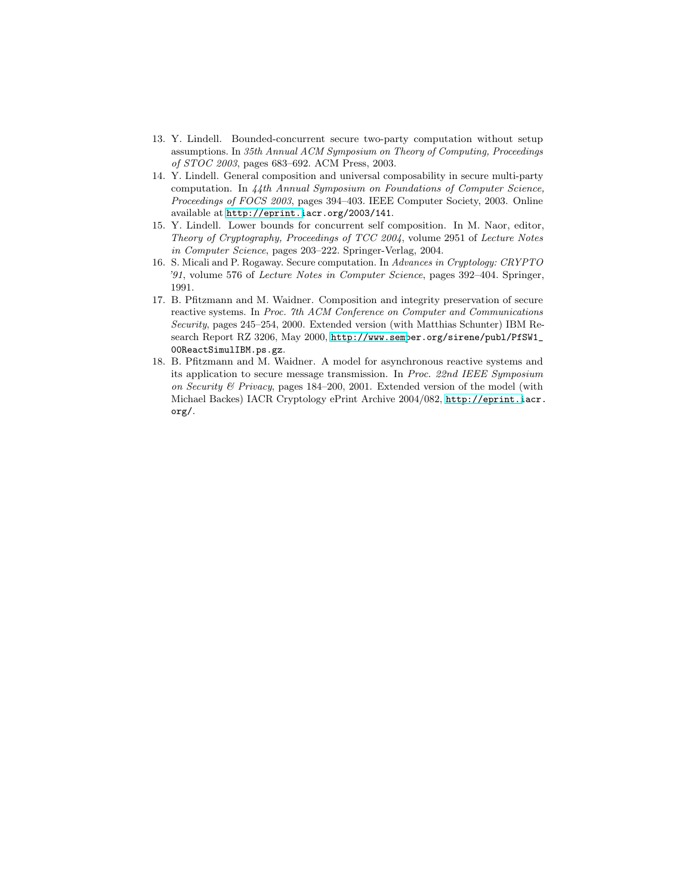13. Y. Lindell. Bounded-concurrent secure two-party computation without setup assumptions. In *35th Annual ACM Symposium on Theory of Computing, Proceedings of STOC 2003*, pages 683–692. ACM Press, 2003.
14. Y. Lindell. General composition and universal composability in secure multi-party computation. In *44th Annual Symposium on Foundations of Computer Science, Proceedings of FOCS 2003*, pages 394–403. IEEE Computer Society, 2003. Online available at `http://eprint.iacr.org/2003/141`.
15. Y. Lindell. Lower bounds for concurrent self composition. In M. Naor, editor, *Theory of Cryptography, Proceedings of TCC 2004*, volume 2951 of *Lecture Notes in Computer Science*, pages 203–222. Springer-Verlag, 2004.
16. S. Micali and P. Rogaway. Secure computation. In *Advances in Cryptology: CRYPTO '91*, volume 576 of *Lecture Notes in Computer Science*, pages 392–404. Springer, 1991.
17. B. Pfitzmann and M. Waidner. Composition and integrity preservation of secure reactive systems. In *Proc. 7th ACM Conference on Computer and Communications Security*, pages 245–254, 2000. Extended version (with Matthias Schunter) IBM Research Report RZ 3206, May 2000, `http://www.semper.org/sirene/publ/PfSW1_00ReactSimulIBM.ps.gz`.
18. B. Pfitzmann and M. Waidner. A model for asynchronous reactive systems and its application to secure message transmission. In *Proc. 22nd IEEE Symposium on Security & Privacy*, pages 184–200, 2001. Extended version of the model (with Michael Backes) IACR Cryptology ePrint Archive 2004/082, `http://eprint.iacr.org/`.